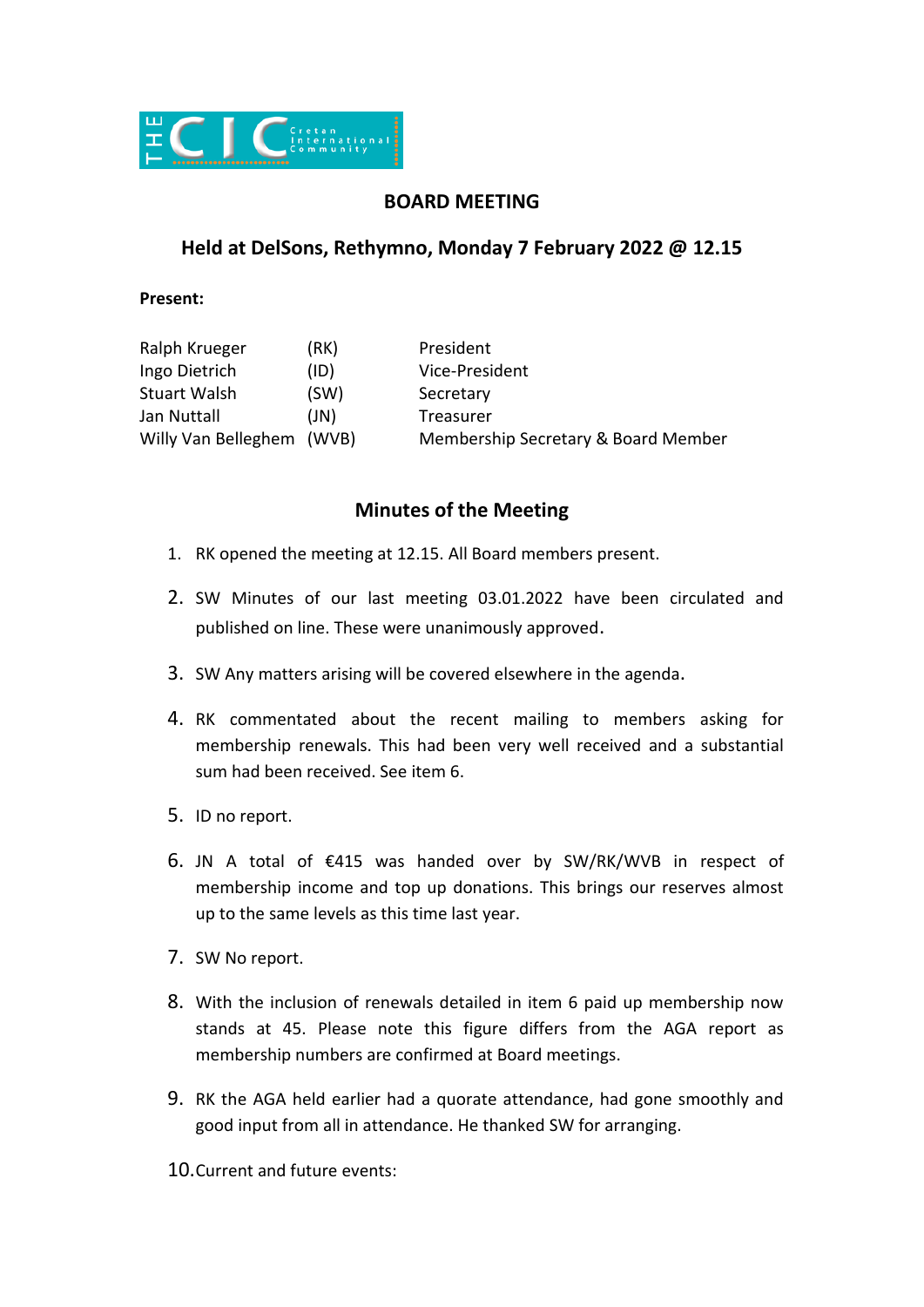THE CIC Cretan International Community

## BOARD MEETING

## Held at DelSons, Rethymno, Monday 7 February 2022 @ 12.15

**Present:**

| | | |
|---|---|---|
| Ralph Krueger | (RK) | President |
| Ingo Dietrich | (ID) | Vice-President |
| Stuart Walsh | (SW) | Secretary |
| Jan Nuttall | (JN) | Treasurer |
| Willy Van Belleghem | (WVB) | Membership Secretary & Board Member |

## Minutes of the Meeting

1. RK opened the meeting at 12.15. All Board members present.
2. SW Minutes of our last meeting 03.01.2022 have been circulated and published on line. These were unanimously approved.
3. SW Any matters arising will be covered elsewhere in the agenda.
4. RK commentated about the recent mailing to members asking for membership renewals. This had been very well received and a substantial sum had been received. See item 6.
5. ID no report.
6. JN A total of €415 was handed over by SW/RK/WVB in respect of membership income and top up donations. This brings our reserves almost up to the same levels as this time last year.
7. SW No report.
8. With the inclusion of renewals detailed in item 6 paid up membership now stands at 45. Please note this figure differs from the AGA report as membership numbers are confirmed at Board meetings.
9. RK the AGA held earlier had a quorate attendance, had gone smoothly and good input from all in attendance. He thanked SW for arranging.
10. Current and future events: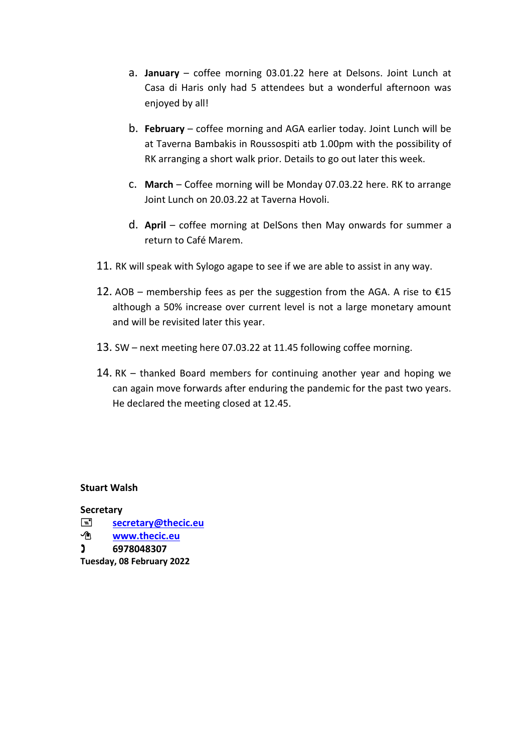a. **January** – coffee morning 03.01.22 here at Delsons. Joint Lunch at Casa di Haris only had 5 attendees but a wonderful afternoon was enjoyed by all!

b. **February** – coffee morning and AGA earlier today. Joint Lunch will be at Taverna Bambakis in Roussospiti atb 1.00pm with the possibility of RK arranging a short walk prior. Details to go out later this week.

c. **March** – Coffee morning will be Monday 07.03.22 here. RK to arrange Joint Lunch on 20.03.22 at Taverna Hovoli.

d. **April** – coffee morning at DelSons then May onwards for summer a return to Café Marem.

11. RK will speak with Sylogo agape to see if we are able to assist in any way.

12. AOB – membership fees as per the suggestion from the AGA. A rise to €15 although a 50% increase over current level is not a large monetary amount and will be revisited later this year.

13. SW – next meeting here 07.03.22 at 11.45 following coffee morning.

14. RK – thanked Board members for continuing another year and hoping we can again move forwards after enduring the pandemic for the past two years. He declared the meeting closed at 12.45.

**Stuart Walsh**

**Secretary**
[secretary@thecic.eu](mailto:secretary@thecic.eu)
[www.thecic.eu](http://www.thecic.eu)
**6978048307**
**Tuesday, 08 February 2022**